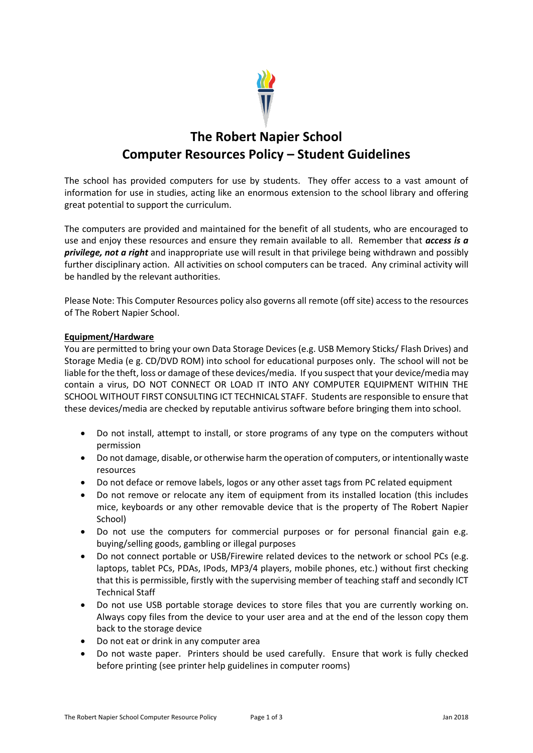# The Robert Napier School
# Computer Resources Policy – Student Guidelines

The school has provided computers for use by students. They offer access to a vast amount of information for use in studies, acting like an enormous extension to the school library and offering great potential to support the curriculum.

The computers are provided and maintained for the benefit of all students, who are encouraged to use and enjoy these resources and ensure they remain available to all. Remember that ***access is a privilege, not a right*** and inappropriate use will result in that privilege being withdrawn and possibly further disciplinary action. All activities on school computers can be traced. Any criminal activity will be handled by the relevant authorities.

Please Note: This Computer Resources policy also governs all remote (off site) access to the resources of The Robert Napier School.

**Equipment/Hardware**

You are permitted to bring your own Data Storage Devices (e.g. USB Memory Sticks/ Flash Drives) and Storage Media (e g. CD/DVD ROM) into school for educational purposes only. The school will not be liable for the theft, loss or damage of these devices/media. If you suspect that your device/media may contain a virus, DO NOT CONNECT OR LOAD IT INTO ANY COMPUTER EQUIPMENT WITHIN THE SCHOOL WITHOUT FIRST CONSULTING ICT TECHNICAL STAFF. Students are responsible to ensure that these devices/media are checked by reputable antivirus software before bringing them into school.

- Do not install, attempt to install, or store programs of any type on the computers without permission
- Do not damage, disable, or otherwise harm the operation of computers, or intentionally waste resources
- Do not deface or remove labels, logos or any other asset tags from PC related equipment
- Do not remove or relocate any item of equipment from its installed location (this includes mice, keyboards or any other removable device that is the property of The Robert Napier School)
- Do not use the computers for commercial purposes or for personal financial gain e.g. buying/selling goods, gambling or illegal purposes
- Do not connect portable or USB/Firewire related devices to the network or school PCs (e.g. laptops, tablet PCs, PDAs, IPods, MP3/4 players, mobile phones, etc.) without first checking that this is permissible, firstly with the supervising member of teaching staff and secondly ICT Technical Staff
- Do not use USB portable storage devices to store files that you are currently working on. Always copy files from the device to your user area and at the end of the lesson copy them back to the storage device
- Do not eat or drink in any computer area
- Do not waste paper. Printers should be used carefully. Ensure that work is fully checked before printing (see printer help guidelines in computer rooms)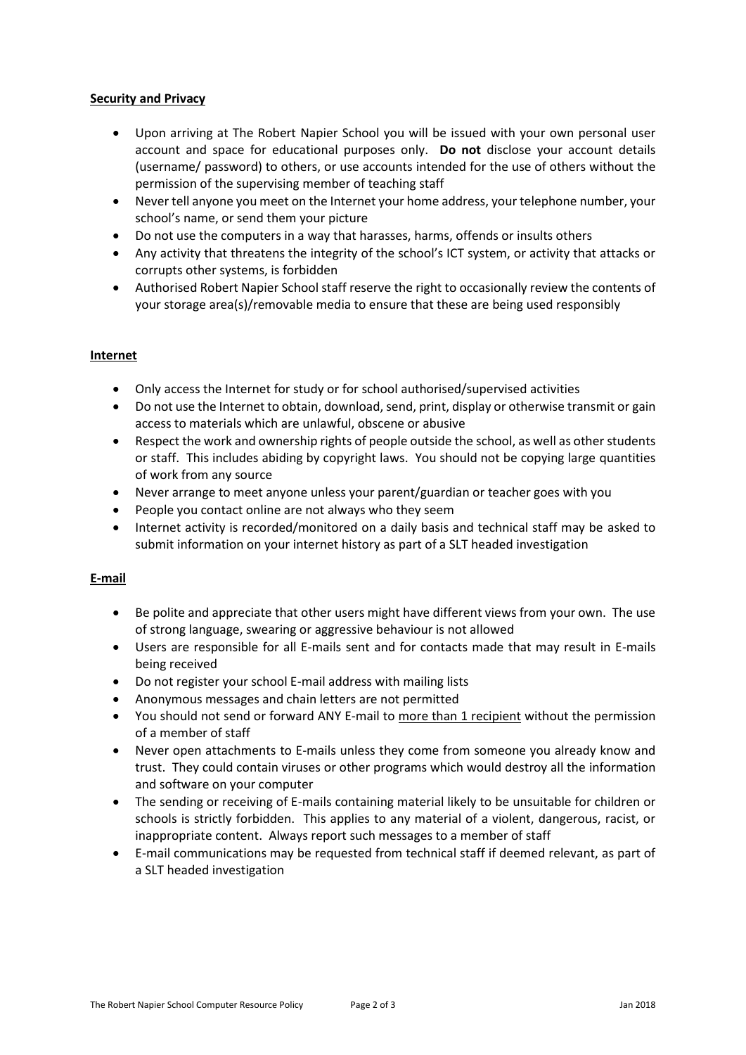## **Security and Privacy**

- Upon arriving at The Robert Napier School you will be issued with your own personal user account and space for educational purposes only. **Do not** disclose your account details (username/ password) to others, or use accounts intended for the use of others without the permission of the supervising member of teaching staff
- Never tell anyone you meet on the Internet your home address, your telephone number, your school's name, or send them your picture
- Do not use the computers in a way that harasses, harms, offends or insults others
- Any activity that threatens the integrity of the school's ICT system, or activity that attacks or corrupts other systems, is forbidden
- Authorised Robert Napier School staff reserve the right to occasionally review the contents of your storage area(s)/removable media to ensure that these are being used responsibly

## **Internet**

- Only access the Internet for study or for school authorised/supervised activities
- Do not use the Internet to obtain, download, send, print, display or otherwise transmit or gain access to materials which are unlawful, obscene or abusive
- Respect the work and ownership rights of people outside the school, as well as other students or staff. This includes abiding by copyright laws. You should not be copying large quantities of work from any source
- Never arrange to meet anyone unless your parent/guardian or teacher goes with you
- People you contact online are not always who they seem
- Internet activity is recorded/monitored on a daily basis and technical staff may be asked to submit information on your internet history as part of a SLT headed investigation

## **E-mail**

- Be polite and appreciate that other users might have different views from your own. The use of strong language, swearing or aggressive behaviour is not allowed
- Users are responsible for all E-mails sent and for contacts made that may result in E-mails being received
- Do not register your school E-mail address with mailing lists
- Anonymous messages and chain letters are not permitted
- You should not send or forward ANY E-mail to more than 1 recipient without the permission of a member of staff
- Never open attachments to E-mails unless they come from someone you already know and trust. They could contain viruses or other programs which would destroy all the information and software on your computer
- The sending or receiving of E-mails containing material likely to be unsuitable for children or schools is strictly forbidden. This applies to any material of a violent, dangerous, racist, or inappropriate content. Always report such messages to a member of staff
- E-mail communications may be requested from technical staff if deemed relevant, as part of a SLT headed investigation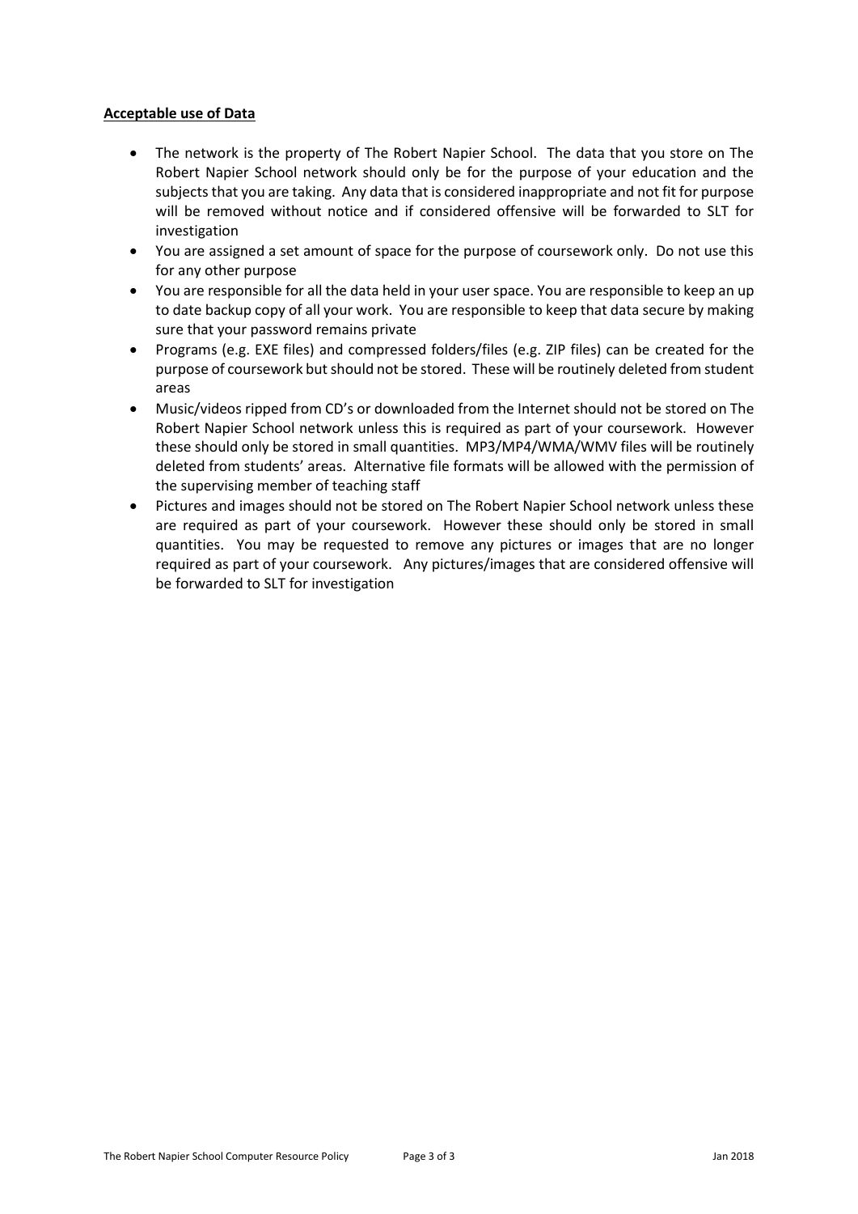**Acceptable use of Data**

- The network is the property of The Robert Napier School. The data that you store on The Robert Napier School network should only be for the purpose of your education and the subjects that you are taking. Any data that is considered inappropriate and not fit for purpose will be removed without notice and if considered offensive will be forwarded to SLT for investigation
- You are assigned a set amount of space for the purpose of coursework only. Do not use this for any other purpose
- You are responsible for all the data held in your user space. You are responsible to keep an up to date backup copy of all your work. You are responsible to keep that data secure by making sure that your password remains private
- Programs (e.g. EXE files) and compressed folders/files (e.g. ZIP files) can be created for the purpose of coursework but should not be stored. These will be routinely deleted from student areas
- Music/videos ripped from CD's or downloaded from the Internet should not be stored on The Robert Napier School network unless this is required as part of your coursework. However these should only be stored in small quantities. MP3/MP4/WMA/WMV files will be routinely deleted from students' areas. Alternative file formats will be allowed with the permission of the supervising member of teaching staff
- Pictures and images should not be stored on The Robert Napier School network unless these are required as part of your coursework. However these should only be stored in small quantities. You may be requested to remove any pictures or images that are no longer required as part of your coursework. Any pictures/images that are considered offensive will be forwarded to SLT for investigation